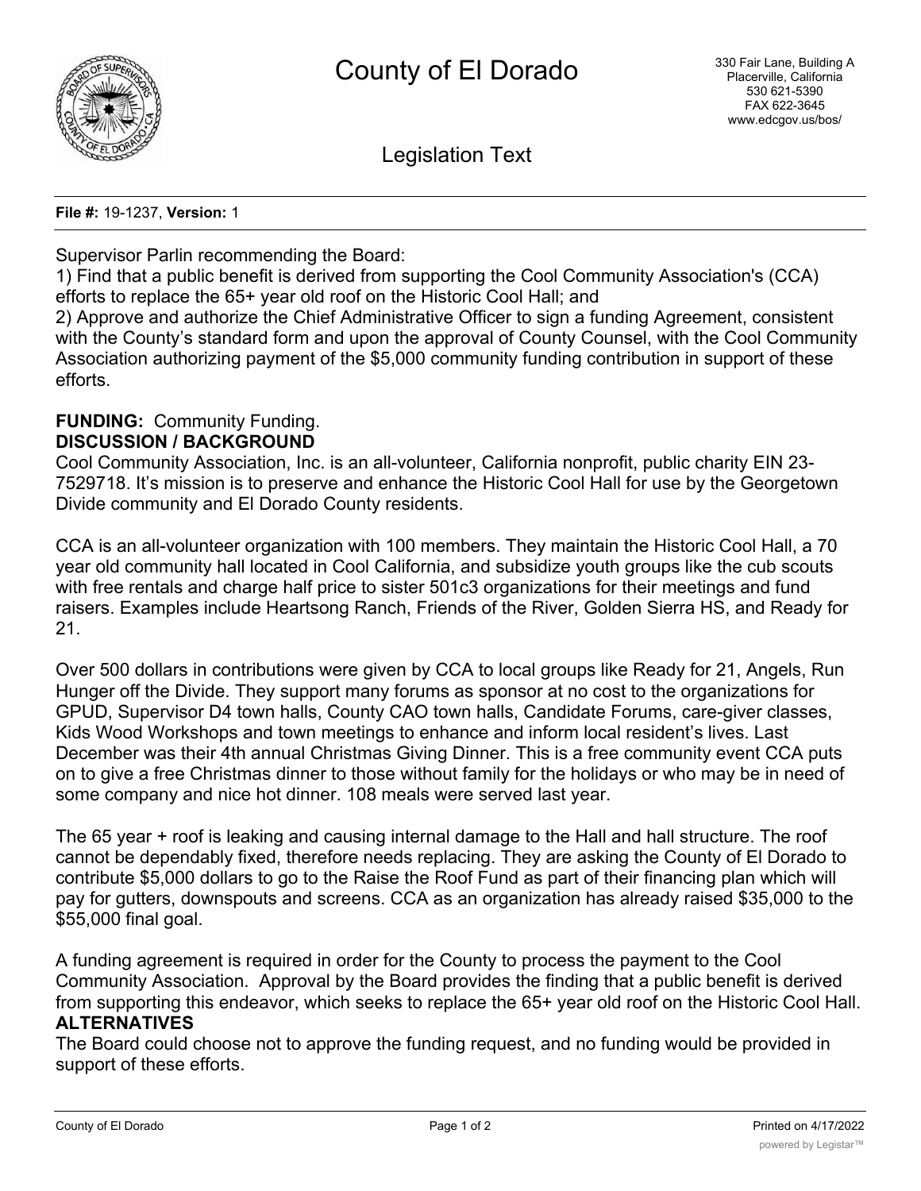# County of El Dorado

330 Fair Lane, Building A
Placerville, California
530 621-5390
FAX 622-3645
www.edcgov.us/bos/

## Legislation Text

**File #:** 19-1237, **Version:** 1

Supervisor Parlin recommending the Board:
1) Find that a public benefit is derived from supporting the Cool Community Association's (CCA) efforts to replace the 65+ year old roof on the Historic Cool Hall; and
2) Approve and authorize the Chief Administrative Officer to sign a funding Agreement, consistent with the County's standard form and upon the approval of County Counsel, with the Cool Community Association authorizing payment of the $5,000 community funding contribution in support of these efforts.

**FUNDING:** Community Funding.

**DISCUSSION / BACKGROUND**

Cool Community Association, Inc. is an all-volunteer, California nonprofit, public charity EIN 23-7529718. It's mission is to preserve and enhance the Historic Cool Hall for use by the Georgetown Divide community and El Dorado County residents.

CCA is an all-volunteer organization with 100 members. They maintain the Historic Cool Hall, a 70 year old community hall located in Cool California, and subsidize youth groups like the cub scouts with free rentals and charge half price to sister 501c3 organizations for their meetings and fund raisers. Examples include Heartsong Ranch, Friends of the River, Golden Sierra HS, and Ready for 21.

Over 500 dollars in contributions were given by CCA to local groups like Ready for 21, Angels, Run Hunger off the Divide. They support many forums as sponsor at no cost to the organizations for GPUD, Supervisor D4 town halls, County CAO town halls, Candidate Forums, care-giver classes, Kids Wood Workshops and town meetings to enhance and inform local resident's lives. Last December was their 4th annual Christmas Giving Dinner. This is a free community event CCA puts on to give a free Christmas dinner to those without family for the holidays or who may be in need of some company and nice hot dinner. 108 meals were served last year.

The 65 year + roof is leaking and causing internal damage to the Hall and hall structure. The roof cannot be dependably fixed, therefore needs replacing. They are asking the County of El Dorado to contribute $5,000 dollars to go to the Raise the Roof Fund as part of their financing plan which will pay for gutters, downspouts and screens. CCA as an organization has already raised $35,000 to the $55,000 final goal.

A funding agreement is required in order for the County to process the payment to the Cool Community Association. Approval by the Board provides the finding that a public benefit is derived from supporting this endeavor, which seeks to replace the 65+ year old roof on the Historic Cool Hall.

**ALTERNATIVES**

The Board could choose not to approve the funding request, and no funding would be provided in support of these efforts.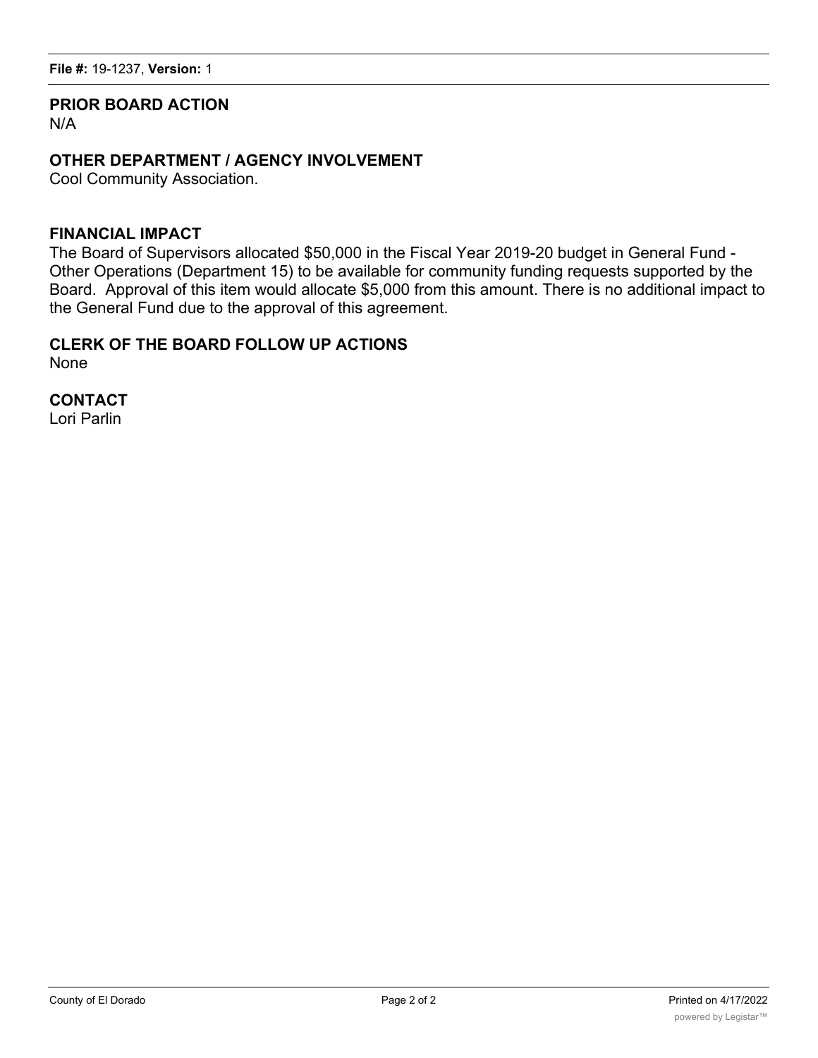**File #:** 19-1237, **Version:** 1

## PRIOR BOARD ACTION

N/A

## OTHER DEPARTMENT / AGENCY INVOLVEMENT

Cool Community Association.

## FINANCIAL IMPACT

The Board of Supervisors allocated $50,000 in the Fiscal Year 2019-20 budget in General Fund - Other Operations (Department 15) to be available for community funding requests supported by the Board. Approval of this item would allocate $5,000 from this amount. There is no additional impact to the General Fund due to the approval of this agreement.

## CLERK OF THE BOARD FOLLOW UP ACTIONS

None

## CONTACT

Lori Parlin